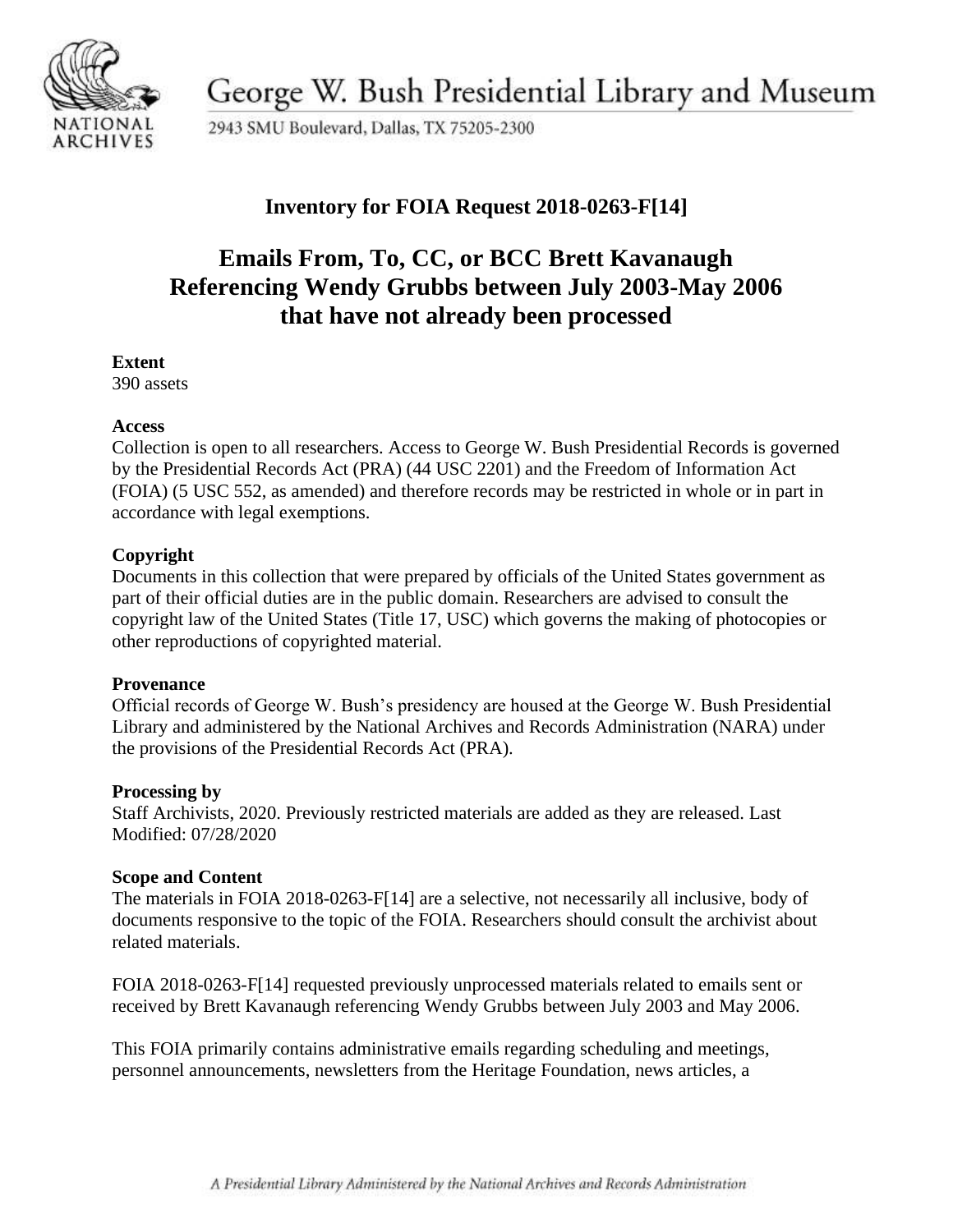George W. Bush Presidential Library and Museum

2943 SMU Boulevard, Dallas, TX 75205-2300

## Inventory for FOIA Request 2018-0263-F[14]

# Emails From, To, CC, or BCC Brett Kavanaugh Referencing Wendy Grubbs between July 2003-May 2006 that have not already been processed

**Extent**
390 assets

**Access**
Collection is open to all researchers. Access to George W. Bush Presidential Records is governed by the Presidential Records Act (PRA) (44 USC 2201) and the Freedom of Information Act (FOIA) (5 USC 552, as amended) and therefore records may be restricted in whole or in part in accordance with legal exemptions.

**Copyright**
Documents in this collection that were prepared by officials of the United States government as part of their official duties are in the public domain. Researchers are advised to consult the copyright law of the United States (Title 17, USC) which governs the making of photocopies or other reproductions of copyrighted material.

**Provenance**
Official records of George W. Bush's presidency are housed at the George W. Bush Presidential Library and administered by the National Archives and Records Administration (NARA) under the provisions of the Presidential Records Act (PRA).

**Processing by**
Staff Archivists, 2020. Previously restricted materials are added as they are released. Last Modified: 07/28/2020

**Scope and Content**
The materials in FOIA 2018-0263-F[14] are a selective, not necessarily all inclusive, body of documents responsive to the topic of the FOIA. Researchers should consult the archivist about related materials.

FOIA 2018-0263-F[14] requested previously unprocessed materials related to emails sent or received by Brett Kavanaugh referencing Wendy Grubbs between July 2003 and May 2006.

This FOIA primarily contains administrative emails regarding scheduling and meetings, personnel announcements, newsletters from the Heritage Foundation, news articles, a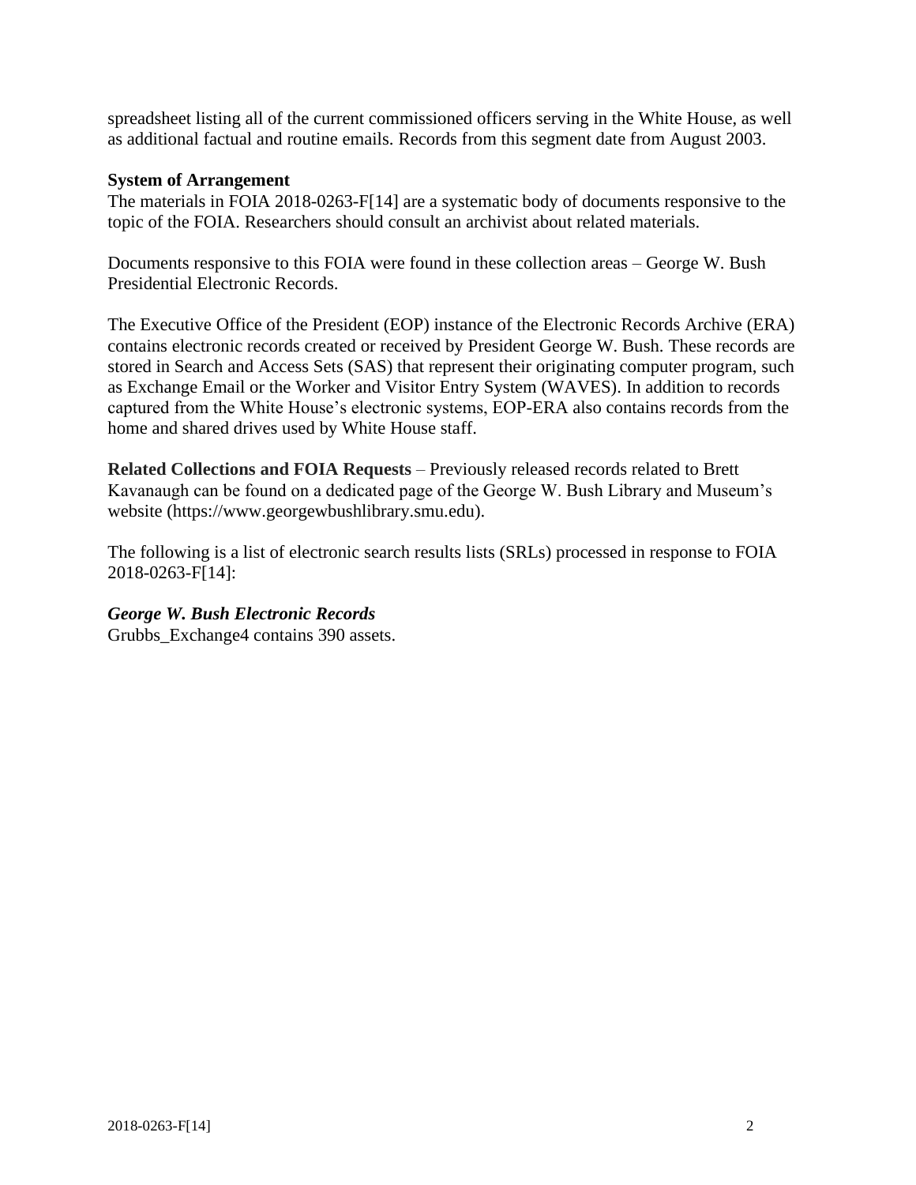spreadsheet listing all of the current commissioned officers serving in the White House, as well as additional factual and routine emails. Records from this segment date from August 2003.

**System of Arrangement**
The materials in FOIA 2018-0263-F[14] are a systematic body of documents responsive to the topic of the FOIA. Researchers should consult an archivist about related materials.

Documents responsive to this FOIA were found in these collection areas – George W. Bush Presidential Electronic Records.

The Executive Office of the President (EOP) instance of the Electronic Records Archive (ERA) contains electronic records created or received by President George W. Bush. These records are stored in Search and Access Sets (SAS) that represent their originating computer program, such as Exchange Email or the Worker and Visitor Entry System (WAVES). In addition to records captured from the White House's electronic systems, EOP-ERA also contains records from the home and shared drives used by White House staff.

**Related Collections and FOIA Requests** – Previously released records related to Brett Kavanaugh can be found on a dedicated page of the George W. Bush Library and Museum's website (https://www.georgewbushlibrary.smu.edu).

The following is a list of electronic search results lists (SRLs) processed in response to FOIA 2018-0263-F[14]:

***George W. Bush Electronic Records***
Grubbs_Exchange4 contains 390 assets.